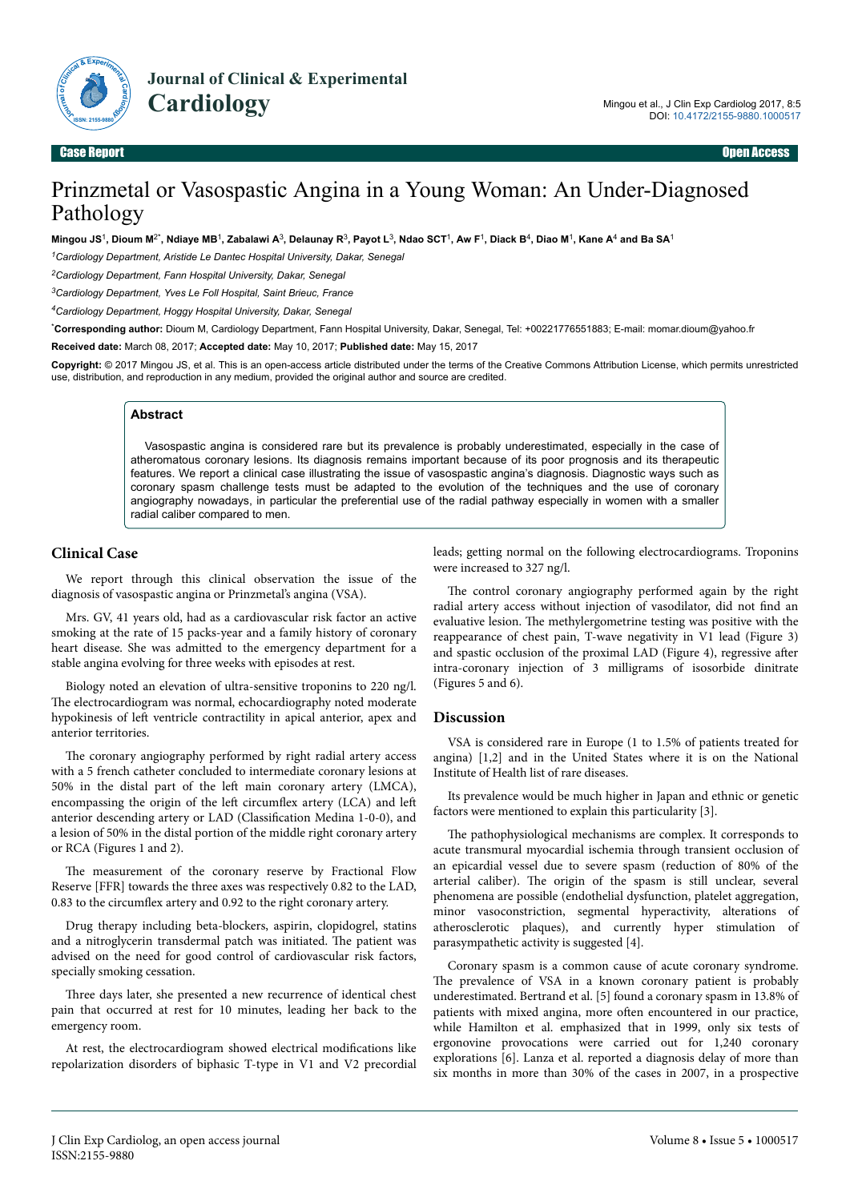Case Report | Open Access

# Prinzmetal or Vasospastic Angina in a Young Woman: An Under-Diagnosed Pathology

**Mingou JS[1], Dioum M[2*], Ndiaye MB[1], Zabalawi A[3], Delaunay R[3], Payot L[3], Ndao SCT[1], Aw F[1], Diack B[4], Diao M[1], Kane A[4] and Ba SA[1]**

[1]*Cardiology Department, Aristide Le Dantec Hospital University, Dakar, Senegal*

[2]*Cardiology Department, Fann Hospital University, Dakar, Senegal*

[3]*Cardiology Department, Yves Le Foll Hospital, Saint Brieuc, France*

[4]*Cardiology Department, Hoggy Hospital University, Dakar, Senegal*

***Corresponding author:** Dioum M, Cardiology Department, Fann Hospital University, Dakar, Senegal, Tel: +00221776551883; E-mail: momar.dioum@yahoo.fr

**Received date:** March 08, 2017; **Accepted date:** May 10, 2017; **Published date:** May 15, 2017

**Copyright:** © 2017 Mingou JS, et al. This is an open-access article distributed under the terms of the Creative Commons Attribution License, which permits unrestricted use, distribution, and reproduction in any medium, provided the original author and source are credited.

## Abstract

Vasospastic angina is considered rare but its prevalence is probably underestimated, especially in the case of atheromatous coronary lesions. Its diagnosis remains important because of its poor prognosis and its therapeutic features. We report a clinical case illustrating the issue of vasospastic angina's diagnosis. Diagnostic ways such as coronary spasm challenge tests must be adapted to the evolution of the techniques and the use of coronary angiography nowadays, in particular the preferential use of the radial pathway especially in women with a smaller radial caliber compared to men.

## Clinical Case

We report through this clinical observation the issue of the diagnosis of vasospastic angina or Prinzmetal's angina (VSA).

Mrs. GV, 41 years old, had as a cardiovascular risk factor an active smoking at the rate of 15 packs-year and a family history of coronary heart disease. She was admitted to the emergency department for a stable angina evolving for three weeks with episodes at rest.

Biology noted an elevation of ultra-sensitive troponins to 220 ng/l. The electrocardiogram was normal, echocardiography noted moderate hypokinesis of left ventricle contractility in apical anterior, apex and anterior territories.

The coronary angiography performed by right radial artery access with a 5 french catheter concluded to intermediate coronary lesions at 50% in the distal part of the left main coronary artery (LMCA), encompassing the origin of the left circumflex artery (LCA) and left anterior descending artery or LAD (Classification Medina 1-0-0), and a lesion of 50% in the distal portion of the middle right coronary artery or RCA (Figures 1 and 2).

The measurement of the coronary reserve by Fractional Flow Reserve [FFR] towards the three axes was respectively 0.82 to the LAD, 0.83 to the circumflex artery and 0.92 to the right coronary artery.

Drug therapy including beta-blockers, aspirin, clopidogrel, statins and a nitroglycerin transdermal patch was initiated. The patient was advised on the need for good control of cardiovascular risk factors, specially smoking cessation.

Three days later, she presented a new recurrence of identical chest pain that occurred at rest for 10 minutes, leading her back to the emergency room.

At rest, the electrocardiogram showed electrical modifications like repolarization disorders of biphasic T-type in V1 and V2 precordial leads; getting normal on the following electrocardiograms. Troponins were increased to 327 ng/l.

The control coronary angiography performed again by the right radial artery access without injection of vasodilator, did not find an evaluative lesion. The methylergometrine testing was positive with the reappearance of chest pain, T-wave negativity in V1 lead (Figure 3) and spastic occlusion of the proximal LAD (Figure 4), regressive after intra-coronary injection of 3 milligrams of isosorbide dinitrate (Figures 5 and 6).

## Discussion

VSA is considered rare in Europe (1 to 1.5% of patients treated for angina) [1,2] and in the United States where it is on the National Institute of Health list of rare diseases.

Its prevalence would be much higher in Japan and ethnic or genetic factors were mentioned to explain this particularity [3].

The pathophysiological mechanisms are complex. It corresponds to acute transmural myocardial ischemia through transient occlusion of an epicardial vessel due to severe spasm (reduction of 80% of the arterial caliber). The origin of the spasm is still unclear, several phenomena are possible (endothelial dysfunction, platelet aggregation, minor vasoconstriction, segmental hyperactivity, alterations of atherosclerotic plaques), and currently hyper stimulation of parasympathetic activity is suggested [4].

Coronary spasm is a common cause of acute coronary syndrome. The prevalence of VSA in a known coronary patient is probably underestimated. Bertrand et al. [5] found a coronary spasm in 13.8% of patients with mixed angina, more often encountered in our practice, while Hamilton et al. emphasized that in 1999, only six tests of ergonovine provocations were carried out for 1,240 coronary explorations [6]. Lanza et al. reported a diagnosis delay of more than six months in more than 30% of the cases in 2007, in a prospective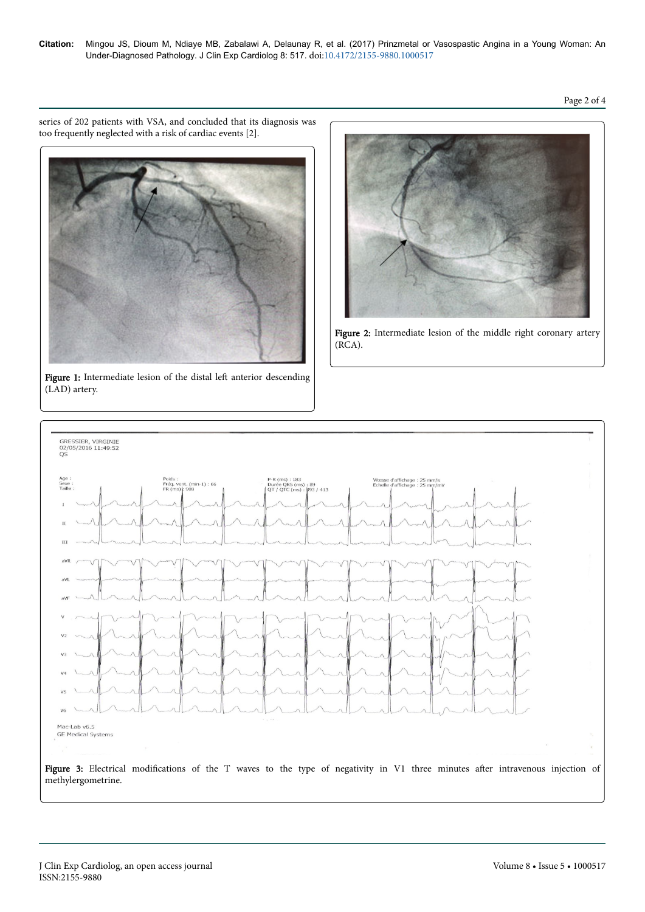series of 202 patients with VSA, and concluded that its diagnosis was too frequently neglected with a risk of cardiac events [2].

Figure 1: Intermediate lesion of the distal left anterior descending (LAD) artery.

Figure 2: Intermediate lesion of the middle right coronary artery (RCA).

Figure 3: Electrical modifications of the T waves to the type of negativity in V1 three minutes after intravenous injection of methylergometrine.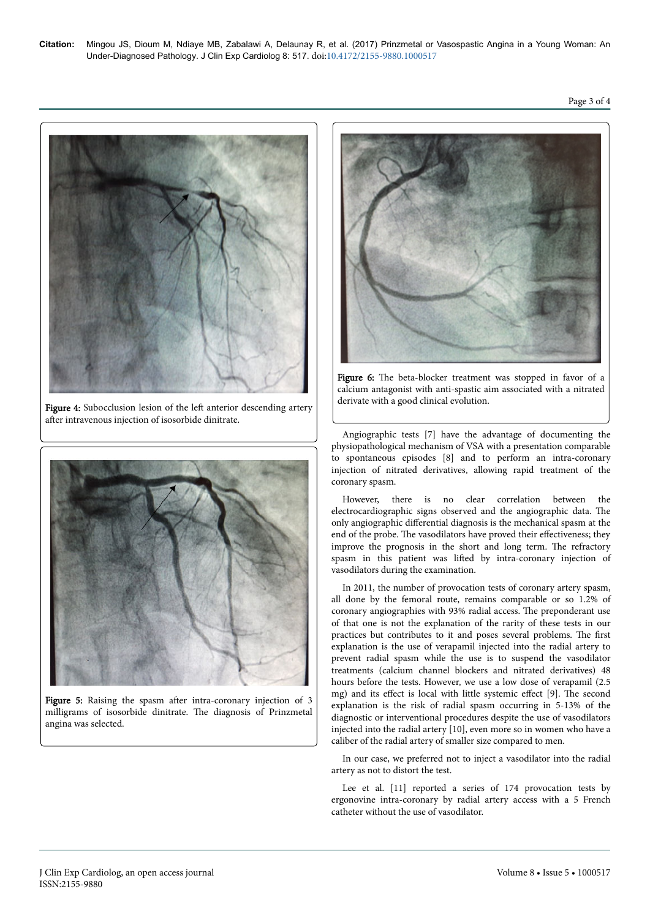Figure 4: Subocclusion lesion of the left anterior descending artery after intravenous injection of isosorbide dinitrate.

Figure 5: Raising the spasm after intra-coronary injection of 3 milligrams of isosorbide dinitrate. The diagnosis of Prinzmetal angina was selected.

Figure 6: The beta-blocker treatment was stopped in favor of a calcium antagonist with anti-spastic aim associated with a nitrated derivate with a good clinical evolution.

Angiographic tests [7] have the advantage of documenting the physiopathological mechanism of VSA with a presentation comparable to spontaneous episodes [8] and to perform an intra-coronary injection of nitrated derivatives, allowing rapid treatment of the coronary spasm.

However, there is no clear correlation between the electrocardiographic signs observed and the angiographic data. The only angiographic differential diagnosis is the mechanical spasm at the end of the probe. The vasodilators have proved their effectiveness; they improve the prognosis in the short and long term. The refractory spasm in this patient was lifted by intra-coronary injection of vasodilators during the examination.

In 2011, the number of provocation tests of coronary artery spasm, all done by the femoral route, remains comparable or so 1.2% of coronary angiographies with 93% radial access. The preponderant use of that one is not the explanation of the rarity of these tests in our practices but contributes to it and poses several problems. The first explanation is the use of verapamil injected into the radial artery to prevent radial spasm while the use is to suspend the vasodilator treatments (calcium channel blockers and nitrated derivatives) 48 hours before the tests. However, we use a low dose of verapamil (2.5 mg) and its effect is local with little systemic effect [9]. The second explanation is the risk of radial spasm occurring in 5-13% of the diagnostic or interventional procedures despite the use of vasodilators injected into the radial artery [10], even more so in women who have a caliber of the radial artery of smaller size compared to men.

In our case, we preferred not to inject a vasodilator into the radial artery as not to distort the test.

Lee et al. [11] reported a series of 174 provocation tests by ergonovine intra-coronary by radial artery access with a 5 French catheter without the use of vasodilator.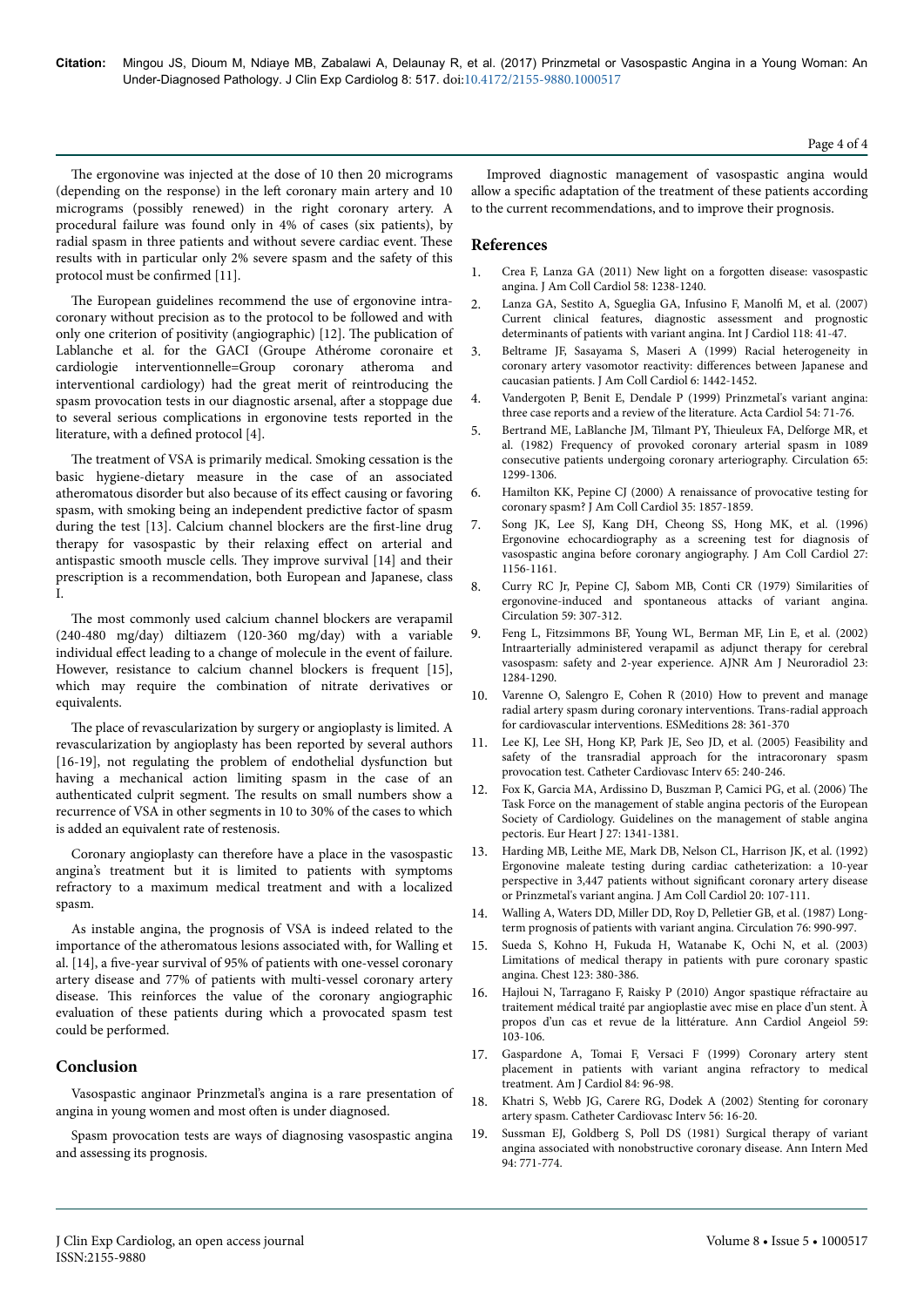The ergonovine was injected at the dose of 10 then 20 micrograms (depending on the response) in the left coronary main artery and 10 micrograms (possibly renewed) in the right coronary artery. A procedural failure was found only in 4% of cases (six patients), by radial spasm in three patients and without severe cardiac event. These results with in particular only 2% severe spasm and the safety of this protocol must be confirmed [11].

The European guidelines recommend the use of ergonovine intra-coronary without precision as to the protocol to be followed and with only one criterion of positivity (angiographic) [12]. The publication of Lablanche et al. for the GACI (Groupe Athérome coronaire et cardiologie interventionnelle=Group coronary atheroma and interventional cardiology) had the great merit of reintroducing the spasm provocation tests in our diagnostic arsenal, after a stoppage due to several serious complications in ergonovine tests reported in the literature, with a defined protocol [4].

The treatment of VSA is primarily medical. Smoking cessation is the basic hygiene-dietary measure in the case of an associated atheromatous disorder but also because of its effect causing or favoring spasm, with smoking being an independent predictive factor of spasm during the test [13]. Calcium channel blockers are the first-line drug therapy for vasospastic by their relaxing effect on arterial and antispastic smooth muscle cells. They improve survival [14] and their prescription is a recommendation, both European and Japanese, class I.

The most commonly used calcium channel blockers are verapamil (240-480 mg/day) diltiazem (120-360 mg/day) with a variable individual effect leading to a change of molecule in the event of failure. However, resistance to calcium channel blockers is frequent [15], which may require the combination of nitrate derivatives or equivalents.

The place of revascularization by surgery or angioplasty is limited. A revascularization by angioplasty has been reported by several authors [16-19], not regulating the problem of endothelial dysfunction but having a mechanical action limiting spasm in the case of an authenticated culprit segment. The results on small numbers show a recurrence of VSA in other segments in 10 to 30% of the cases to which is added an equivalent rate of restenosis.

Coronary angioplasty can therefore have a place in the vasospastic angina's treatment but it is limited to patients with symptoms refractory to a maximum medical treatment and with a localized spasm.

As instable angina, the prognosis of VSA is indeed related to the importance of the atheromatous lesions associated with, for Walling et al. [14], a five-year survival of 95% of patients with one-vessel coronary artery disease and 77% of patients with multi-vessel coronary artery disease. This reinforces the value of the coronary angiographic evaluation of these patients during which a provocated spasm test could be performed.

## Conclusion

Vasospastic anginaor Prinzmetal's angina is a rare presentation of angina in young women and most often is under diagnosed.

Spasm provocation tests are ways of diagnosing vasospastic angina and assessing its prognosis.

Improved diagnostic management of vasospastic angina would allow a specific adaptation of the treatment of these patients according to the current recommendations, and to improve their prognosis.

## References

1. Crea F, Lanza GA (2011) New light on a forgotten disease: vasospastic angina. J Am Coll Cardiol 58: 1238-1240.
2. Lanza GA, Sestito A, Sgueglia GA, Infusino F, Manolfi M, et al. (2007) Current clinical features, diagnostic assessment and prognostic determinants of patients with variant angina. Int J Cardiol 118: 41-47.
3. Beltrame JF, Sasayama S, Maseri A (1999) Racial heterogeneity in coronary artery vasomotor reactivity: differences between Japanese and caucasian patients. J Am Coll Cardiol 6: 1442-1452.
4. Vandergoten P, Benit E, Dendale P (1999) Prinzmetal's variant angina: three case reports and a review of the literature. Acta Cardiol 54: 71-76.
5. Bertrand ME, LaBlanche JM, Tilmant PY, Thieuleux FA, Delforge MR, et al. (1982) Frequency of provoked coronary arterial spasm in 1089 consecutive patients undergoing coronary arteriography. Circulation 65: 1299-1306.
6. Hamilton KK, Pepine CJ (2000) A renaissance of provocative testing for coronary spasm? J Am Coll Cardiol 35: 1857-1859.
7. Song JK, Lee SJ, Kang DH, Cheong SS, Hong MK, et al. (1996) Ergonovine echocardiography as a screening test for diagnosis of vasospastic angina before coronary angiography. J Am Coll Cardiol 27: 1156-1161.
8. Curry RC Jr, Pepine CJ, Sabom MB, Conti CR (1979) Similarities of ergonovine-induced and spontaneous attacks of variant angina. Circulation 59: 307-312.
9. Feng L, Fitzsimmons BF, Young WL, Berman MF, Lin E, et al. (2002) Intraarterially administered verapamil as adjunct therapy for cerebral vasospasm: safety and 2-year experience. AJNR Am J Neuroradiol 23: 1284-1290.
10. Varenne O, Salengro E, Cohen R (2010) How to prevent and manage radial artery spasm during coronary interventions. Trans-radial approach for cardiovascular interventions. ESMeditions 28: 361-370
11. Lee KJ, Lee SH, Hong KP, Park JE, Seo JD, et al. (2005) Feasibility and safety of the transradial approach for the intracoronary spasm provocation test. Catheter Cardiovasc Interv 65: 240-246.
12. Fox K, Garcia MA, Ardissino D, Buszman P, Camici PG, et al. (2006) The Task Force on the management of stable angina pectoris of the European Society of Cardiology. Guidelines on the management of stable angina pectoris. Eur Heart J 27: 1341-1381.
13. Harding MB, Leithe ME, Mark DB, Nelson CL, Harrison JK, et al. (1992) Ergonovine maleate testing during cardiac catheterization: a 10-year perspective in 3,447 patients without significant coronary artery disease or Prinzmetal's variant angina. J Am Coll Cardiol 20: 107-111.
14. Walling A, Waters DD, Miller DD, Roy D, Pelletier GB, et al. (1987) Long-term prognosis of patients with variant angina. Circulation 76: 990-997.
15. Sueda S, Kohno H, Fukuda H, Watanabe K, Ochi N, et al. (2003) Limitations of medical therapy in patients with pure coronary spastic angina. Chest 123: 380-386.
16. Hajloui N, Tarragano F, Raisky P (2010) Angor spastique réfractaire au traitement médical traité par angioplastie avec mise en place d'un stent. À propos d'un cas et revue de la littérature. Ann Cardiol Angeiol 59: 103-106.
17. Gaspardone A, Tomai F, Versaci F (1999) Coronary artery stent placement in patients with variant angina refractory to medical treatment. Am J Cardiol 84: 96-98.
18. Khatri S, Webb JG, Carere RG, Dodek A (2002) Stenting for coronary artery spasm. Catheter Cardiovasc Interv 56: 16-20.
19. Sussman EJ, Goldberg S, Poll DS (1981) Surgical therapy of variant angina associated with nonobstructive coronary disease. Ann Intern Med 94: 771-774.